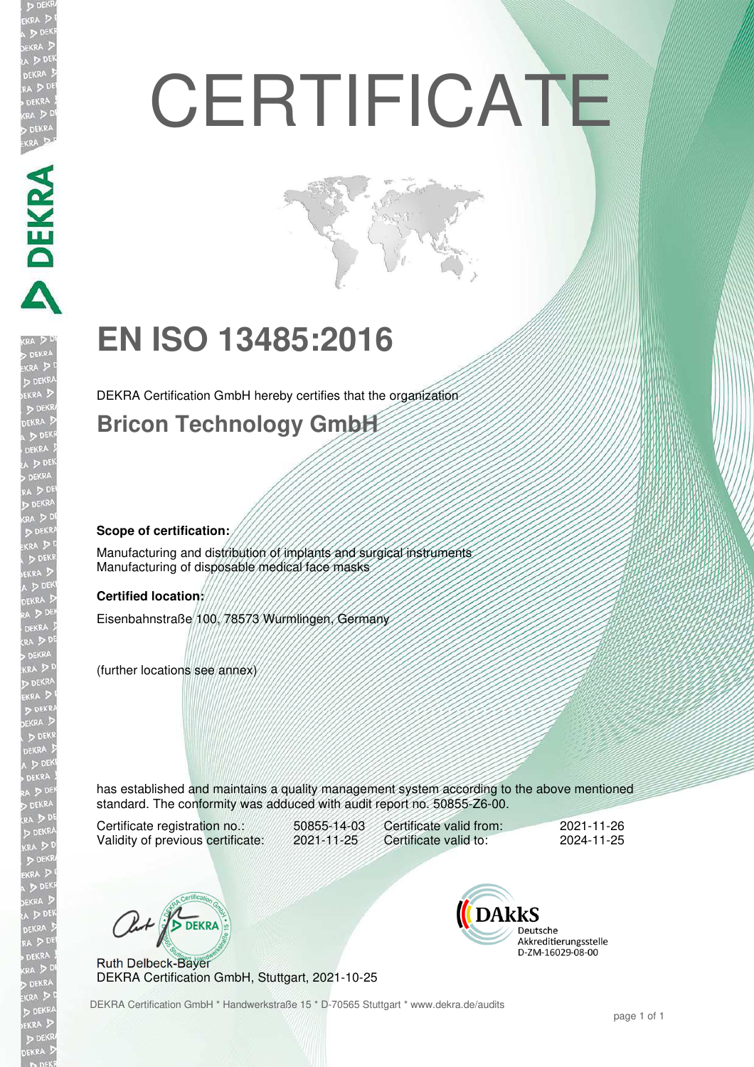# CERTIFICATE

## EN ISO 13485:2016

DEKRA Certification GmbH hereby certifies that the organization

### Bricon Technology GmbH

**Scope of certification:**

Manufacturing and distribution of implants and surgical instruments
Manufacturing of disposable medical face masks

**Certified location:**

Eisenbahnstraße 100, 78573 Wurmlingen, Germany

(further locations see annex)

has established and maintains a quality management system according to the above mentioned standard. The conformity was adduced with audit report no. 50855-Z6-00.

| | | | |
|---|---|---|---|
| Certificate registration no.: | 50855-14-03 | Certificate valid from: | 2021-11-26 |
| Validity of previous certificate: | 2021-11-25 | Certificate valid to: | 2024-11-25 |

Ruth Delbeck-Bayer
DEKRA Certification GmbH, Stuttgart, 2021-10-25

DAkkS Deutsche Akkreditierungsstelle D-ZM-16029-08-00

DEKRA Certification GmbH * Handwerkstraße 15 * D-70565 Stuttgart * www.dekra.de/audits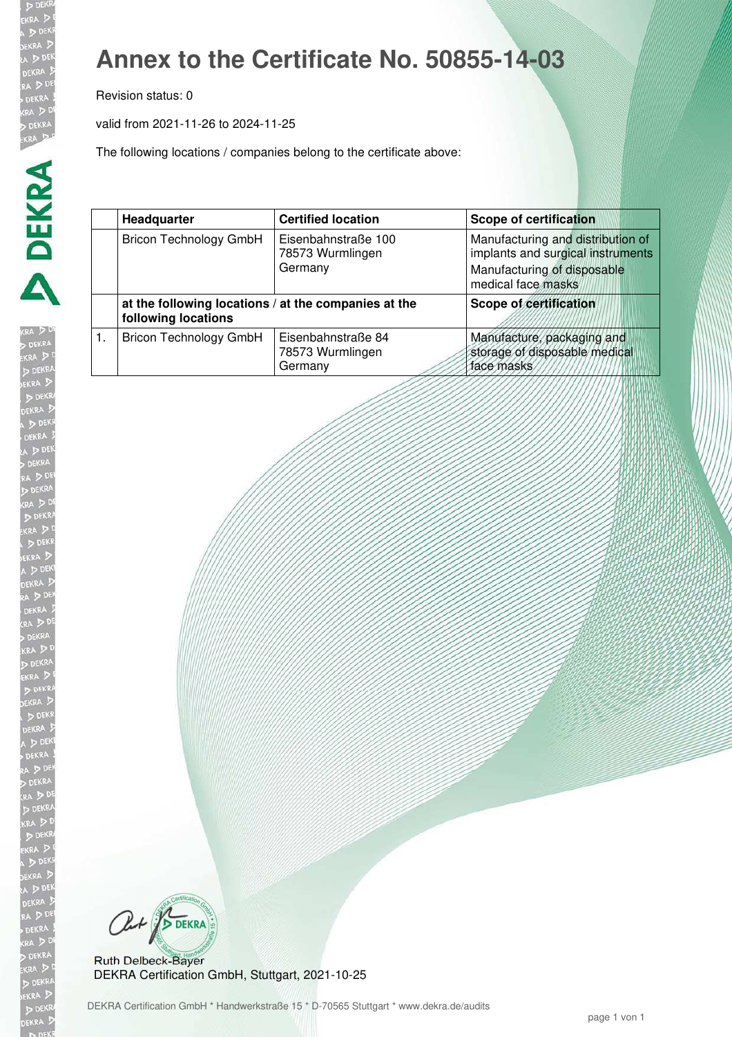# Annex to the Certificate No. 50855-14-03

Revision status: 0

valid from 2021-11-26 to 2024-11-25

The following locations / companies belong to the certificate above:

| | Headquarter | Certified location | Scope of certification |
|---|---|---|---|
| | Bricon Technology GmbH | Eisenbahnstraße 100<br>78573 Wurmlingen<br>Germany | Manufacturing and distribution of implants and surgical instruments<br>Manufacturing of disposable medical face masks |
| | **at the following locations / at the companies at the following locations** | | **Scope of certification** |
| 1. | Bricon Technology GmbH | Eisenbahnstraße 84<br>78573 Wurmlingen<br>Germany | Manufacture, packaging and storage of disposable medical face masks |

Ruth Delbeck-Bayer
DEKRA Certification GmbH, Stuttgart, 2021-10-25

DEKRA Certification GmbH * Handwerkstraße 15 * D-70565 Stuttgart * www.dekra.de/audits